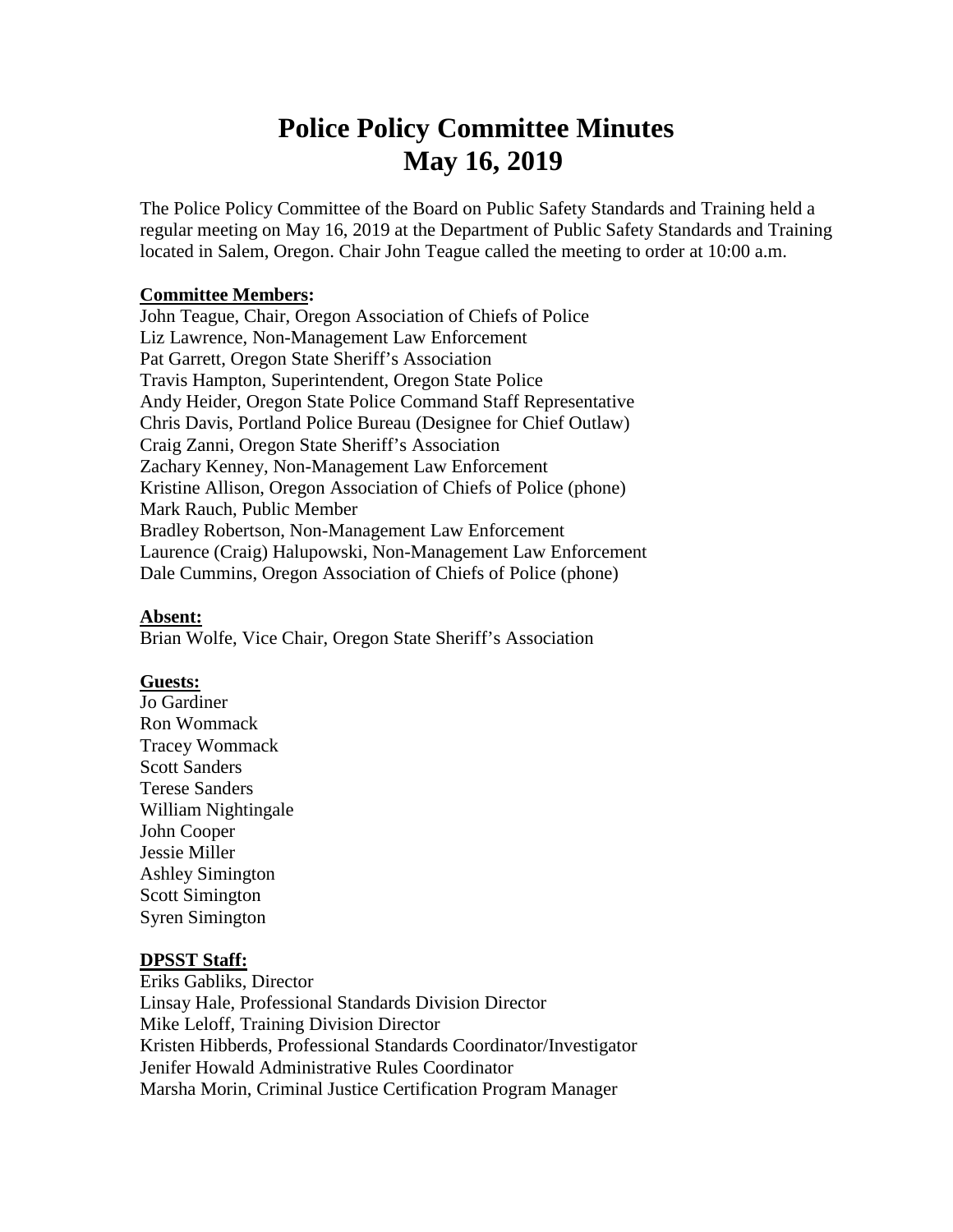# Police Policy Committee Minutes
# May 16, 2019

The Police Policy Committee of the Board on Public Safety Standards and Training held a regular meeting on May 16, 2019 at the Department of Public Safety Standards and Training located in Salem, Oregon. Chair John Teague called the meeting to order at 10:00 a.m.

**Committee Members:**

John Teague, Chair, Oregon Association of Chiefs of Police
Liz Lawrence, Non-Management Law Enforcement
Pat Garrett, Oregon State Sheriff's Association
Travis Hampton, Superintendent, Oregon State Police
Andy Heider, Oregon State Police Command Staff Representative
Chris Davis, Portland Police Bureau (Designee for Chief Outlaw)
Craig Zanni, Oregon State Sheriff's Association
Zachary Kenney, Non-Management Law Enforcement
Kristine Allison, Oregon Association of Chiefs of Police (phone)
Mark Rauch, Public Member
Bradley Robertson, Non-Management Law Enforcement
Laurence (Craig) Halupowski, Non-Management Law Enforcement
Dale Cummins, Oregon Association of Chiefs of Police (phone)

**Absent:**

Brian Wolfe, Vice Chair, Oregon State Sheriff's Association

**Guests:**

Jo Gardiner
Ron Wommack
Tracey Wommack
Scott Sanders
Terese Sanders
William Nightingale
John Cooper
Jessie Miller
Ashley Simington
Scott Simington
Syren Simington

**DPSST Staff:**

Eriks Gabliks, Director
Linsay Hale, Professional Standards Division Director
Mike Leloff, Training Division Director
Kristen Hibberds, Professional Standards Coordinator/Investigator
Jenifer Howald Administrative Rules Coordinator
Marsha Morin, Criminal Justice Certification Program Manager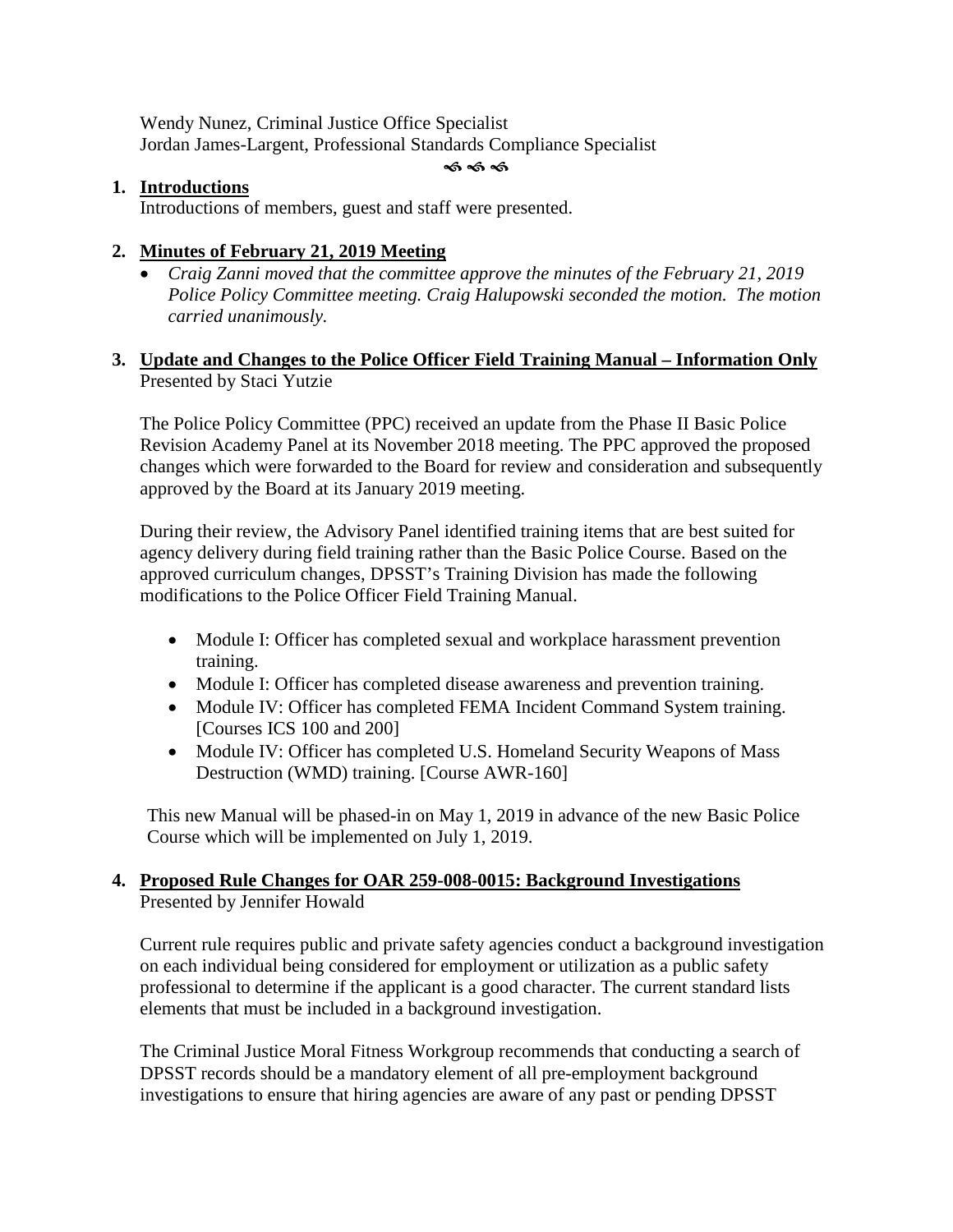Wendy Nunez, Criminal Justice Office Specialist
Jordan James-Largent, Professional Standards Compliance Specialist

☙☙☙

1. **Introductions**
   Introductions of members, guest and staff were presented.

2. **Minutes of February 21, 2019 Meeting**
   - *Craig Zanni moved that the committee approve the minutes of the February 21, 2019 Police Policy Committee meeting. Craig Halupowski seconded the motion. The motion carried unanimously.*

3. **Update and Changes to the Police Officer Field Training Manual – Information Only**
   Presented by Staci Yutzie

   The Police Policy Committee (PPC) received an update from the Phase II Basic Police Revision Academy Panel at its November 2018 meeting. The PPC approved the proposed changes which were forwarded to the Board for review and consideration and subsequently approved by the Board at its January 2019 meeting.

   During their review, the Advisory Panel identified training items that are best suited for agency delivery during field training rather than the Basic Police Course. Based on the approved curriculum changes, DPSST's Training Division has made the following modifications to the Police Officer Field Training Manual.

   - Module I: Officer has completed sexual and workplace harassment prevention training.
   - Module I: Officer has completed disease awareness and prevention training.
   - Module IV: Officer has completed FEMA Incident Command System training. [Courses ICS 100 and 200]
   - Module IV: Officer has completed U.S. Homeland Security Weapons of Mass Destruction (WMD) training. [Course AWR-160]

   This new Manual will be phased-in on May 1, 2019 in advance of the new Basic Police Course which will be implemented on July 1, 2019.

4. **Proposed Rule Changes for OAR 259-008-0015: Background Investigations**
   Presented by Jennifer Howald

   Current rule requires public and private safety agencies conduct a background investigation on each individual being considered for employment or utilization as a public safety professional to determine if the applicant is a good character. The current standard lists elements that must be included in a background investigation.

   The Criminal Justice Moral Fitness Workgroup recommends that conducting a search of DPSST records should be a mandatory element of all pre-employment background investigations to ensure that hiring agencies are aware of any past or pending DPSST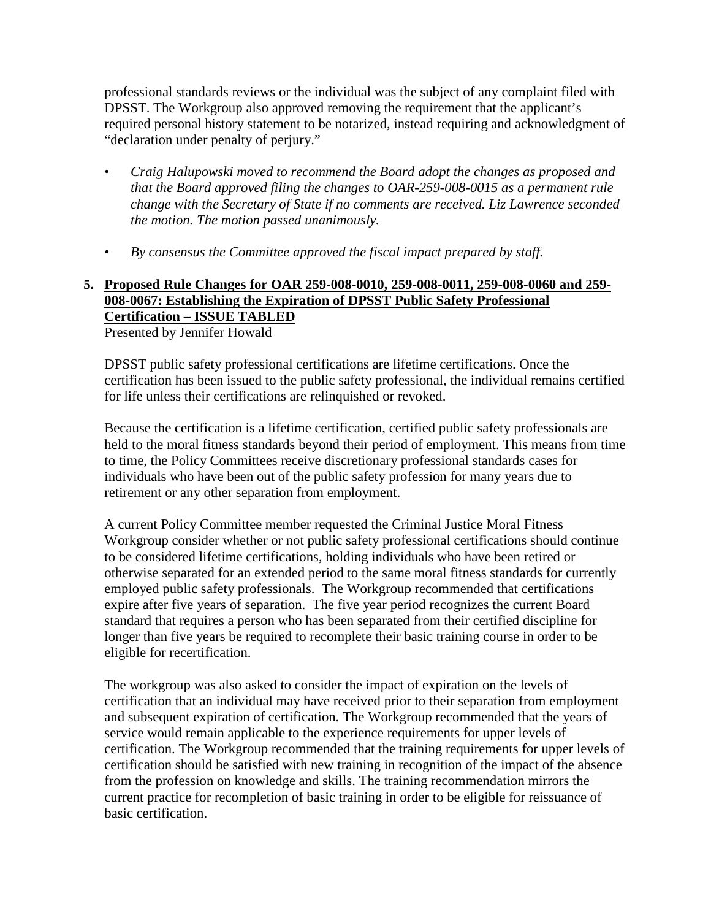professional standards reviews or the individual was the subject of any complaint filed with DPSST. The Workgroup also approved removing the requirement that the applicant's required personal history statement to be notarized, instead requiring and acknowledgment of "declaration under penalty of perjury."

- *Craig Halupowski moved to recommend the Board adopt the changes as proposed and that the Board approved filing the changes to OAR-259-008-0015 as a permanent rule change with the Secretary of State if no comments are received. Liz Lawrence seconded the motion. The motion passed unanimously.*

- *By consensus the Committee approved the fiscal impact prepared by staff.*

**5. <u>Proposed Rule Changes for OAR 259-008-0010, 259-008-0011, 259-008-0060 and 259-008-0067: Establishing the Expiration of DPSST Public Safety Professional Certification – ISSUE TABLED</u>**

Presented by Jennifer Howald

DPSST public safety professional certifications are lifetime certifications. Once the certification has been issued to the public safety professional, the individual remains certified for life unless their certifications are relinquished or revoked.

Because the certification is a lifetime certification, certified public safety professionals are held to the moral fitness standards beyond their period of employment. This means from time to time, the Policy Committees receive discretionary professional standards cases for individuals who have been out of the public safety profession for many years due to retirement or any other separation from employment.

A current Policy Committee member requested the Criminal Justice Moral Fitness Workgroup consider whether or not public safety professional certifications should continue to be considered lifetime certifications, holding individuals who have been retired or otherwise separated for an extended period to the same moral fitness standards for currently employed public safety professionals. The Workgroup recommended that certifications expire after five years of separation. The five year period recognizes the current Board standard that requires a person who has been separated from their certified discipline for longer than five years be required to recomplete their basic training course in order to be eligible for recertification.

The workgroup was also asked to consider the impact of expiration on the levels of certification that an individual may have received prior to their separation from employment and subsequent expiration of certification. The Workgroup recommended that the years of service would remain applicable to the experience requirements for upper levels of certification. The Workgroup recommended that the training requirements for upper levels of certification should be satisfied with new training in recognition of the impact of the absence from the profession on knowledge and skills. The training recommendation mirrors the current practice for recompletion of basic training in order to be eligible for reissuance of basic certification.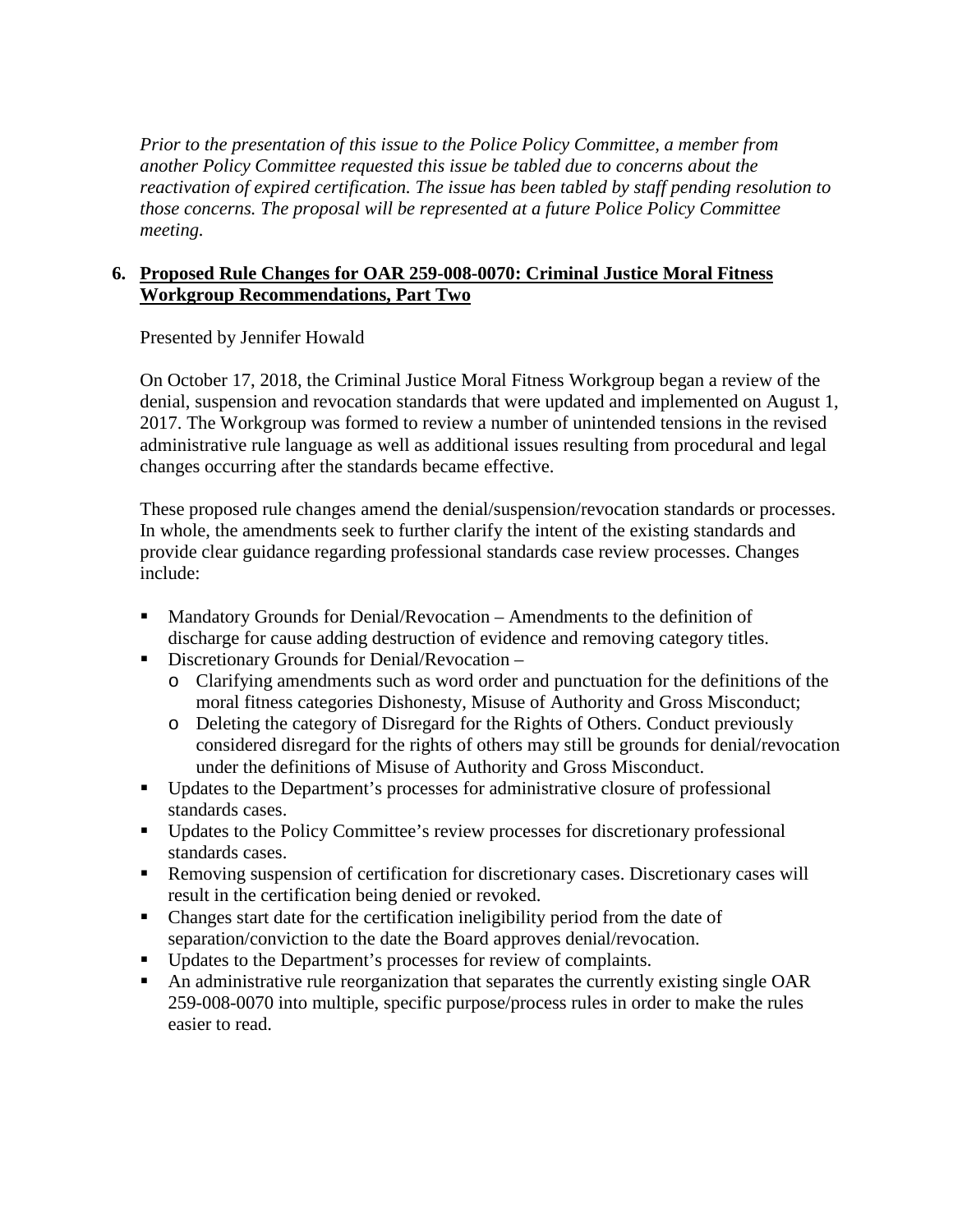*Prior to the presentation of this issue to the Police Policy Committee, a member from another Policy Committee requested this issue be tabled due to concerns about the reactivation of expired certification. The issue has been tabled by staff pending resolution to those concerns. The proposal will be represented at a future Police Policy Committee meeting.*

**6. Proposed Rule Changes for OAR 259-008-0070: Criminal Justice Moral Fitness Workgroup Recommendations, Part Two**

Presented by Jennifer Howald

On October 17, 2018, the Criminal Justice Moral Fitness Workgroup began a review of the denial, suspension and revocation standards that were updated and implemented on August 1, 2017. The Workgroup was formed to review a number of unintended tensions in the revised administrative rule language as well as additional issues resulting from procedural and legal changes occurring after the standards became effective.

These proposed rule changes amend the denial/suspension/revocation standards or processes. In whole, the amendments seek to further clarify the intent of the existing standards and provide clear guidance regarding professional standards case review processes. Changes include:

- Mandatory Grounds for Denial/Revocation – Amendments to the definition of discharge for cause adding destruction of evidence and removing category titles.
- Discretionary Grounds for Denial/Revocation –
  - Clarifying amendments such as word order and punctuation for the definitions of the moral fitness categories Dishonesty, Misuse of Authority and Gross Misconduct;
  - Deleting the category of Disregard for the Rights of Others. Conduct previously considered disregard for the rights of others may still be grounds for denial/revocation under the definitions of Misuse of Authority and Gross Misconduct.
- Updates to the Department's processes for administrative closure of professional standards cases.
- Updates to the Policy Committee's review processes for discretionary professional standards cases.
- Removing suspension of certification for discretionary cases. Discretionary cases will result in the certification being denied or revoked.
- Changes start date for the certification ineligibility period from the date of separation/conviction to the date the Board approves denial/revocation.
- Updates to the Department's processes for review of complaints.
- An administrative rule reorganization that separates the currently existing single OAR 259-008-0070 into multiple, specific purpose/process rules in order to make the rules easier to read.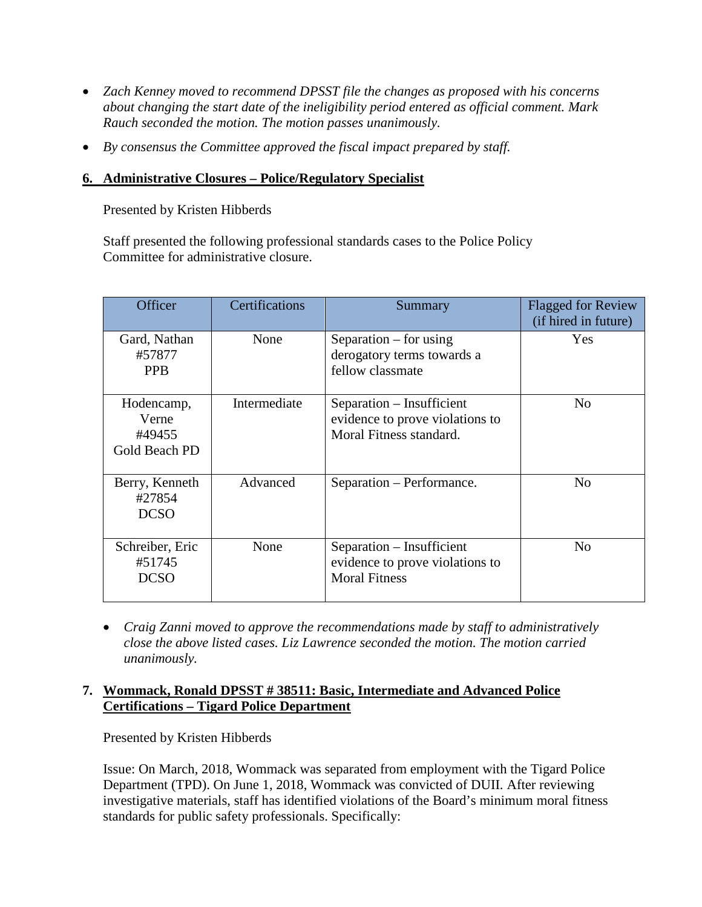- *Zach Kenney moved to recommend DPSST file the changes as proposed with his concerns about changing the start date of the ineligibility period entered as official comment. Mark Rauch seconded the motion. The motion passes unanimously.*
- *By consensus the Committee approved the fiscal impact prepared by staff.*

## 6. Administrative Closures – Police/Regulatory Specialist

Presented by Kristen Hibberds

Staff presented the following professional standards cases to the Police Policy Committee for administrative closure.

| Officer | Certifications | Summary | Flagged for Review (if hired in future) |
| --- | --- | --- | --- |
| Gard, Nathan #57877 PPB | None | Separation – for using derogatory terms towards a fellow classmate | Yes |
| Hodencamp, Verne #49455 Gold Beach PD | Intermediate | Separation – Insufficient evidence to prove violations to Moral Fitness standard. | No |
| Berry, Kenneth #27854 DCSO | Advanced | Separation – Performance. | No |
| Schreiber, Eric #51745 DCSO | None | Separation – Insufficient evidence to prove violations to Moral Fitness | No |

- *Craig Zanni moved to approve the recommendations made by staff to administratively close the above listed cases. Liz Lawrence seconded the motion. The motion carried unanimously.*

## 7. Wommack, Ronald DPSST # 38511: Basic, Intermediate and Advanced Police Certifications – Tigard Police Department

Presented by Kristen Hibberds

Issue: On March, 2018, Wommack was separated from employment with the Tigard Police Department (TPD). On June 1, 2018, Wommack was convicted of DUII. After reviewing investigative materials, staff has identified violations of the Board's minimum moral fitness standards for public safety professionals. Specifically: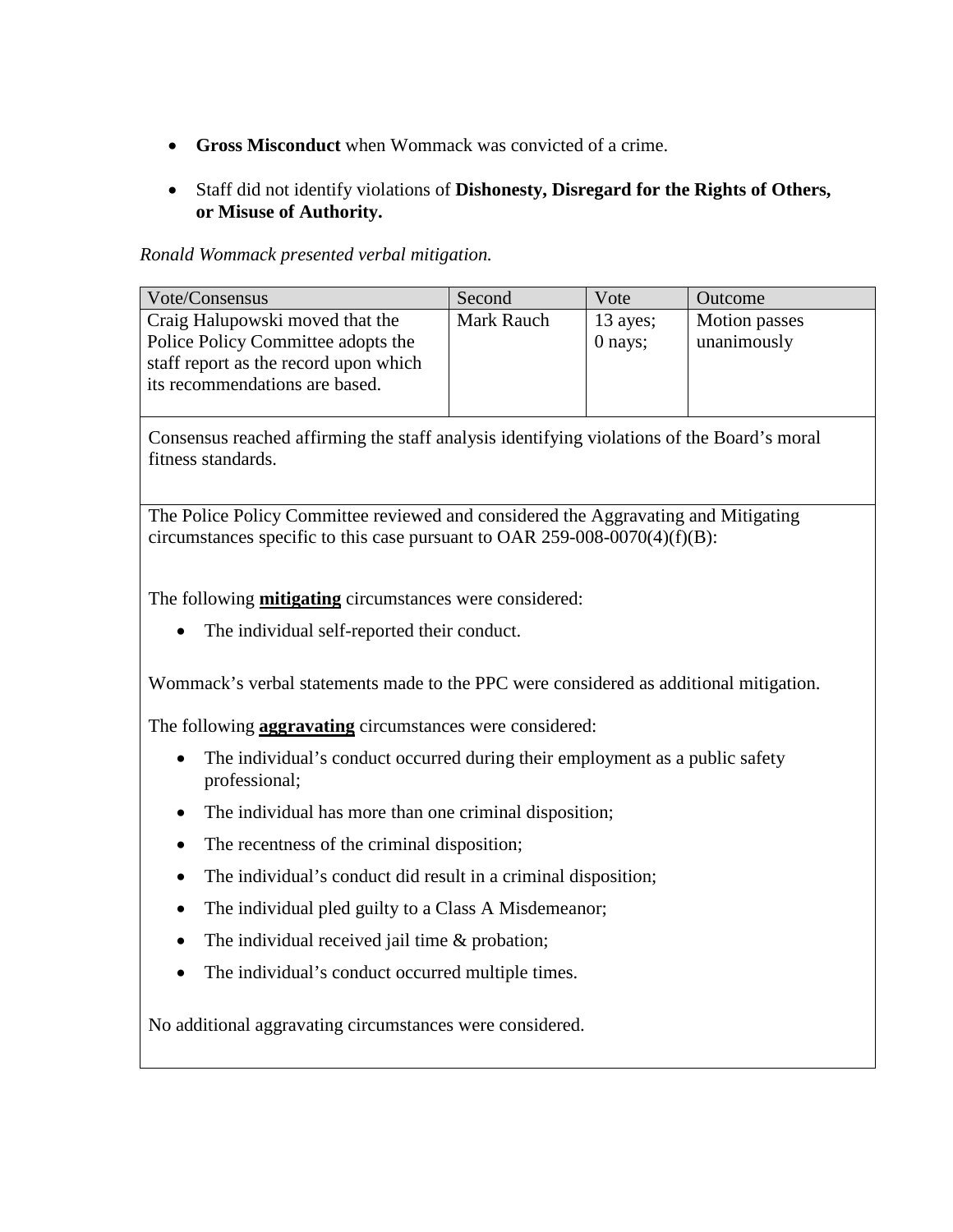- **Gross Misconduct** when Wommack was convicted of a crime.
- Staff did not identify violations of **Dishonesty, Disregard for the Rights of Others, or Misuse of Authority.**

*Ronald Wommack presented verbal mitigation.*

| Vote/Consensus | Second | Vote | Outcome |
|---|---|---|---|
| Craig Halupowski moved that the Police Policy Committee adopts the staff report as the record upon which its recommendations are based. | Mark Rauch | 13 ayes; 0 nays; | Motion passes unanimously |
| Consensus reached affirming the staff analysis identifying violations of the Board's moral fitness standards. | | | |

The Police Policy Committee reviewed and considered the Aggravating and Mitigating circumstances specific to this case pursuant to OAR 259-008-0070(4)(f)(B):

The following **mitigating** circumstances were considered:

- The individual self-reported their conduct.

Wommack's verbal statements made to the PPC were considered as additional mitigation.

The following **aggravating** circumstances were considered:

- The individual's conduct occurred during their employment as a public safety professional;
- The individual has more than one criminal disposition;
- The recentness of the criminal disposition;
- The individual's conduct did result in a criminal disposition;
- The individual pled guilty to a Class A Misdemeanor;
- The individual received jail time & probation;
- The individual's conduct occurred multiple times.

No additional aggravating circumstances were considered.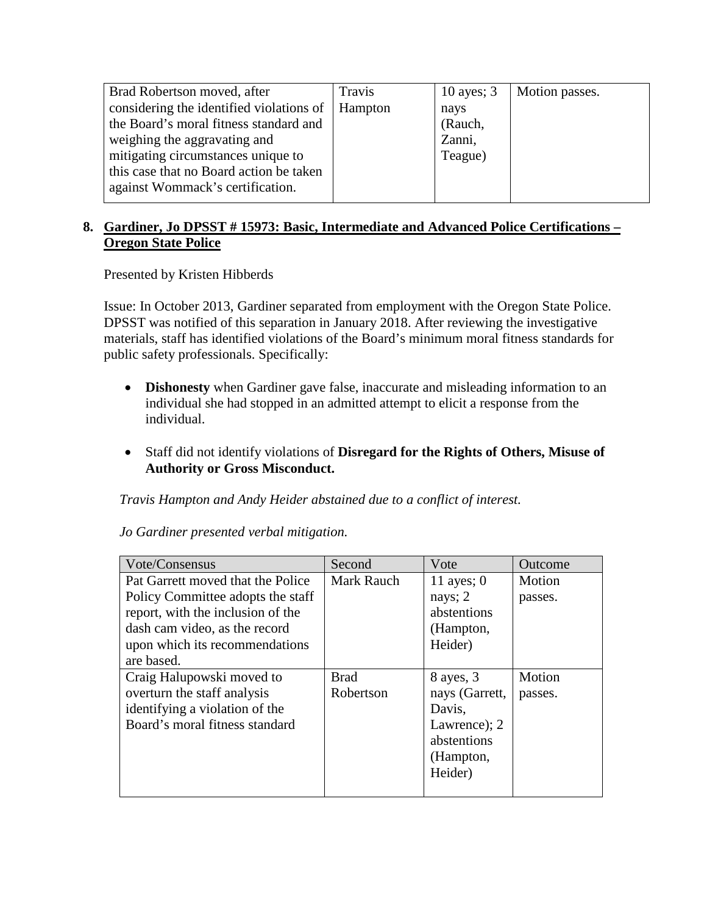| | | | |
|---|---|---|---|
| Brad Robertson moved, after considering the identified violations of the Board's moral fitness standard and weighing the aggravating and mitigating circumstances unique to this case that no Board action be taken against Wommack's certification. | Travis Hampton | 10 ayes; 3 nays (Rauch, Zanni, Teague) | Motion passes. |

**8. Gardiner, Jo DPSST # 15973: Basic, Intermediate and Advanced Police Certifications – Oregon State Police**

Presented by Kristen Hibberds

Issue: In October 2013, Gardiner separated from employment with the Oregon State Police. DPSST was notified of this separation in January 2018. After reviewing the investigative materials, staff has identified violations of the Board's minimum moral fitness standards for public safety professionals. Specifically:

- **Dishonesty** when Gardiner gave false, inaccurate and misleading information to an individual she had stopped in an admitted attempt to elicit a response from the individual.

- Staff did not identify violations of **Disregard for the Rights of Others, Misuse of Authority or Gross Misconduct.**

*Travis Hampton and Andy Heider abstained due to a conflict of interest.*

*Jo Gardiner presented verbal mitigation.*

| Vote/Consensus | Second | Vote | Outcome |
|---|---|---|---|
| Pat Garrett moved that the Police Policy Committee adopts the staff report, with the inclusion of the dash cam video, as the record upon which its recommendations are based. | Mark Rauch | 11 ayes; 0 nays; 2 abstentions (Hampton, Heider) | Motion passes. |
| Craig Halupowski moved to overturn the staff analysis identifying a violation of the Board's moral fitness standard | Brad Robertson | 8 ayes, 3 nays (Garrett, Davis, Lawrence); 2 abstentions (Hampton, Heider) | Motion passes. |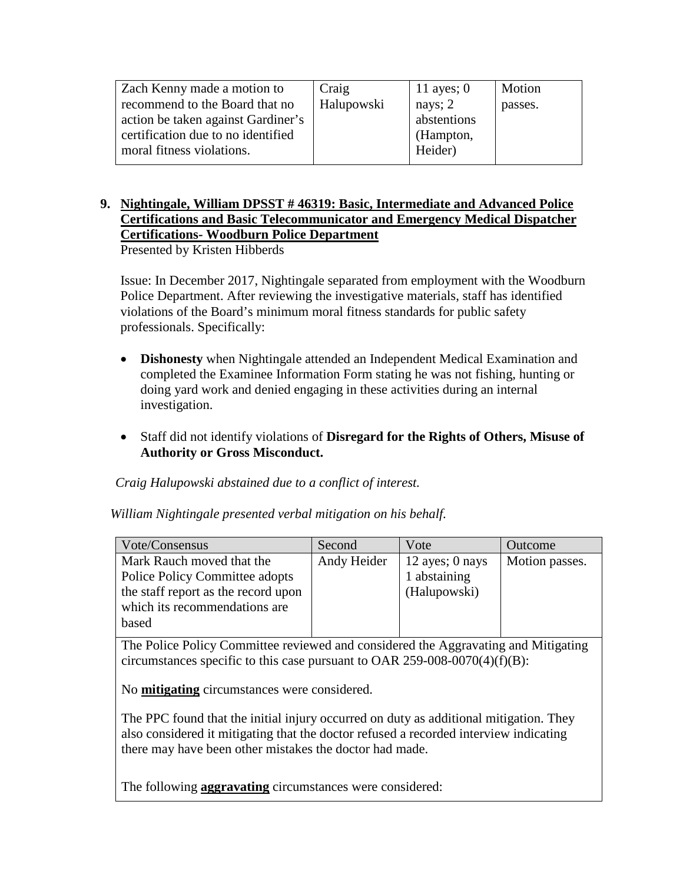| Zach Kenny made a motion to recommend to the Board that no action be taken against Gardiner's certification due to no identified moral fitness violations. | Craig Halupowski | 11 ayes; 0 nays; 2 abstentions (Hampton, Heider) | Motion passes. |
|---|---|---|---|

**9. Nightingale, William DPSST # 46319: Basic, Intermediate and Advanced Police Certifications and Basic Telecommunicator and Emergency Medical Dispatcher Certifications- Woodburn Police Department**

Presented by Kristen Hibberds

Issue: In December 2017, Nightingale separated from employment with the Woodburn Police Department. After reviewing the investigative materials, staff has identified violations of the Board's minimum moral fitness standards for public safety professionals. Specifically:

- **Dishonesty** when Nightingale attended an Independent Medical Examination and completed the Examinee Information Form stating he was not fishing, hunting or doing yard work and denied engaging in these activities during an internal investigation.
- Staff did not identify violations of **Disregard for the Rights of Others, Misuse of Authority or Gross Misconduct.**

*Craig Halupowski abstained due to a conflict of interest.*

*William Nightingale presented verbal mitigation on his behalf.*

| Vote/Consensus | Second | Vote | Outcome |
|---|---|---|---|
| Mark Rauch moved that the Police Policy Committee adopts the staff report as the record upon which its recommendations are based | Andy Heider | 12 ayes; 0 nays 1 abstaining (Halupowski) | Motion passes. |

The Police Policy Committee reviewed and considered the Aggravating and Mitigating circumstances specific to this case pursuant to OAR 259-008-0070(4)(f)(B):

No **mitigating** circumstances were considered.

The PPC found that the initial injury occurred on duty as additional mitigation. They also considered it mitigating that the doctor refused a recorded interview indicating there may have been other mistakes the doctor had made.

The following **aggravating** circumstances were considered: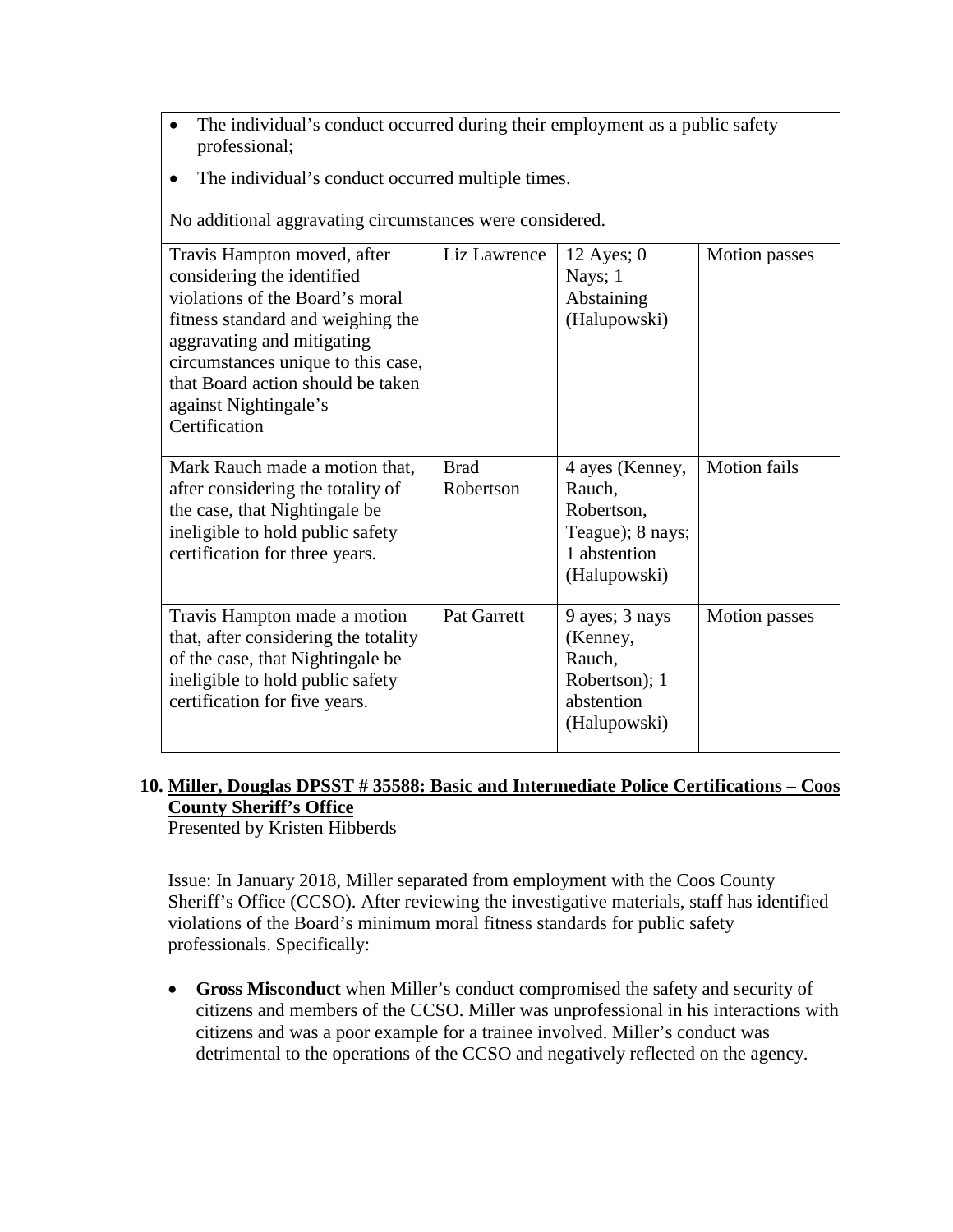- The individual's conduct occurred during their employment as a public safety professional;
- The individual's conduct occurred multiple times.

No additional aggravating circumstances were considered.

| | | | |
|---|---|---|---|
| Travis Hampton moved, after considering the identified violations of the Board's moral fitness standard and weighing the aggravating and mitigating circumstances unique to this case, that Board action should be taken against Nightingale's Certification | Liz Lawrence | 12 Ayes; 0 Nays; 1 Abstaining (Halupowski) | Motion passes |
| Mark Rauch made a motion that, after considering the totality of the case, that Nightingale be ineligible to hold public safety certification for three years. | Brad Robertson | 4 ayes (Kenney, Rauch, Robertson, Teague); 8 nays; 1 abstention (Halupowski) | Motion fails |
| Travis Hampton made a motion that, after considering the totality of the case, that Nightingale be ineligible to hold public safety certification for five years. | Pat Garrett | 9 ayes; 3 nays (Kenney, Rauch, Robertson); 1 abstention (Halupowski) | Motion passes |

**10. <u>Miller, Douglas DPSST # 35588: Basic and Intermediate Police Certifications – Coos County Sheriff's Office</u>**

Presented by Kristen Hibberds

Issue: In January 2018, Miller separated from employment with the Coos County Sheriff's Office (CCSO). After reviewing the investigative materials, staff has identified violations of the Board's minimum moral fitness standards for public safety professionals. Specifically:

- **Gross Misconduct** when Miller's conduct compromised the safety and security of citizens and members of the CCSO. Miller was unprofessional in his interactions with citizens and was a poor example for a trainee involved. Miller's conduct was detrimental to the operations of the CCSO and negatively reflected on the agency.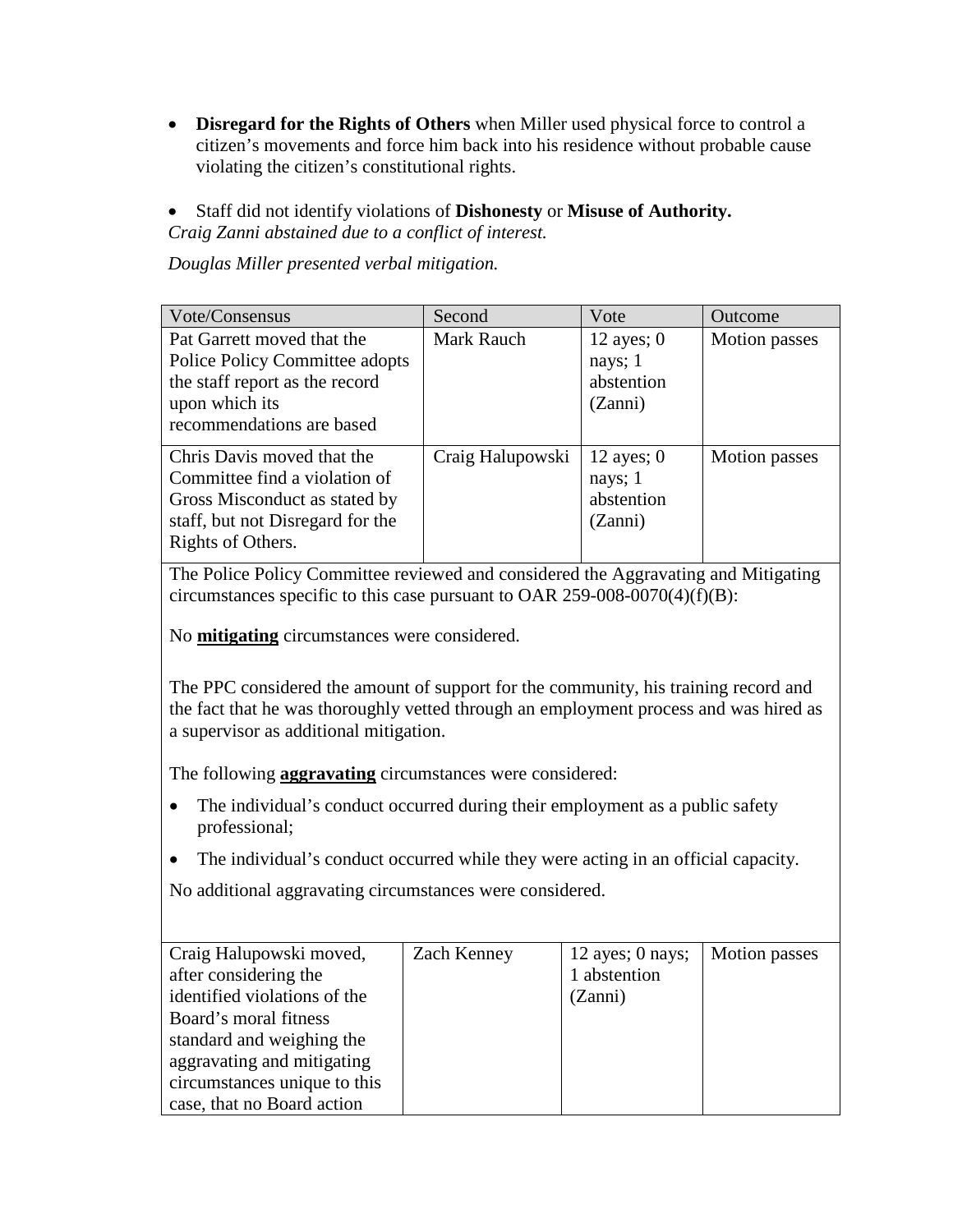- **Disregard for the Rights of Others** when Miller used physical force to control a citizen's movements and force him back into his residence without probable cause violating the citizen's constitutional rights.

- Staff did not identify violations of **Dishonesty** or **Misuse of Authority.**

*Craig Zanni abstained due to a conflict of interest.*

*Douglas Miller presented verbal mitigation.*

| Vote/Consensus | Second | Vote | Outcome |
| --- | --- | --- | --- |
| Pat Garrett moved that the Police Policy Committee adopts the staff report as the record upon which its recommendations are based | Mark Rauch | 12 ayes; 0 nays; 1 abstention (Zanni) | Motion passes |
| Chris Davis moved that the Committee find a violation of Gross Misconduct as stated by staff, but not Disregard for the Rights of Others. | Craig Halupowski | 12 ayes; 0 nays; 1 abstention (Zanni) | Motion passes |

The Police Policy Committee reviewed and considered the Aggravating and Mitigating circumstances specific to this case pursuant to OAR 259-008-0070(4)(f)(B):

No **mitigating** circumstances were considered.

The PPC considered the amount of support for the community, his training record and the fact that he was thoroughly vetted through an employment process and was hired as a supervisor as additional mitigation.

The following **aggravating** circumstances were considered:

- The individual's conduct occurred during their employment as a public safety professional;
- The individual's conduct occurred while they were acting in an official capacity.

No additional aggravating circumstances were considered.

| Vote/Consensus | Second | Vote | Outcome |
| --- | --- | --- | --- |
| Craig Halupowski moved, after considering the identified violations of the Board's moral fitness standard and weighing the aggravating and mitigating circumstances unique to this case, that no Board action | Zach Kenney | 12 ayes; 0 nays; 1 abstention (Zanni) | Motion passes |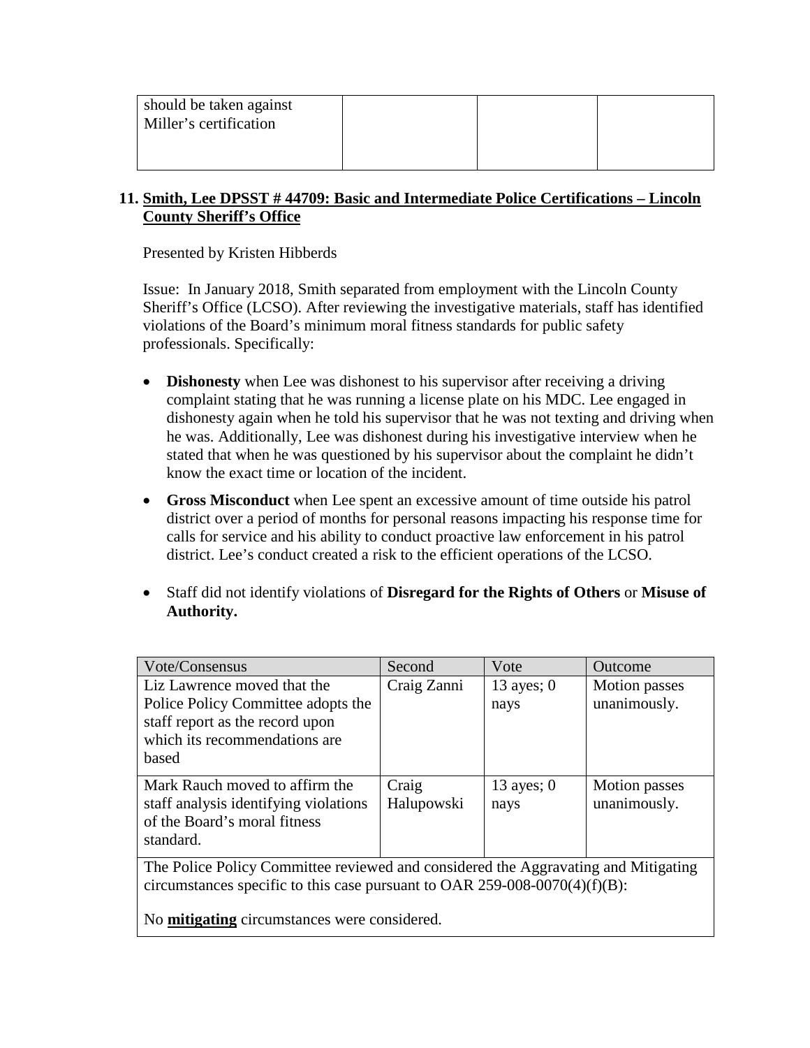| | | | |
|---|---|---|---|
| should be taken against Miller's certification | | | |

## 11. Smith, Lee DPSST # 44709: Basic and Intermediate Police Certifications – Lincoln County Sheriff's Office

Presented by Kristen Hibberds

Issue: In January 2018, Smith separated from employment with the Lincoln County Sheriff's Office (LCSO). After reviewing the investigative materials, staff has identified violations of the Board's minimum moral fitness standards for public safety professionals. Specifically:

- **Dishonesty** when Lee was dishonest to his supervisor after receiving a driving complaint stating that he was running a license plate on his MDC. Lee engaged in dishonesty again when he told his supervisor that he was not texting and driving when he was. Additionally, Lee was dishonest during his investigative interview when he stated that when he was questioned by his supervisor about the complaint he didn't know the exact time or location of the incident.
- **Gross Misconduct** when Lee spent an excessive amount of time outside his patrol district over a period of months for personal reasons impacting his response time for calls for service and his ability to conduct proactive law enforcement in his patrol district. Lee's conduct created a risk to the efficient operations of the LCSO.
- Staff did not identify violations of **Disregard for the Rights of Others** or **Misuse of Authority.**

| Vote/Consensus | Second | Vote | Outcome |
|---|---|---|---|
| Liz Lawrence moved that the Police Policy Committee adopts the staff report as the record upon which its recommendations are based | Craig Zanni | 13 ayes; 0 nays | Motion passes unanimously. |
| Mark Rauch moved to affirm the staff analysis identifying violations of the Board's moral fitness standard. | Craig Halupowski | 13 ayes; 0 nays | Motion passes unanimously. |
| The Police Policy Committee reviewed and considered the Aggravating and Mitigating circumstances specific to this case pursuant to OAR 259-008-0070(4)(f)(B):<br><br>No **mitigating** circumstances were considered. | | | |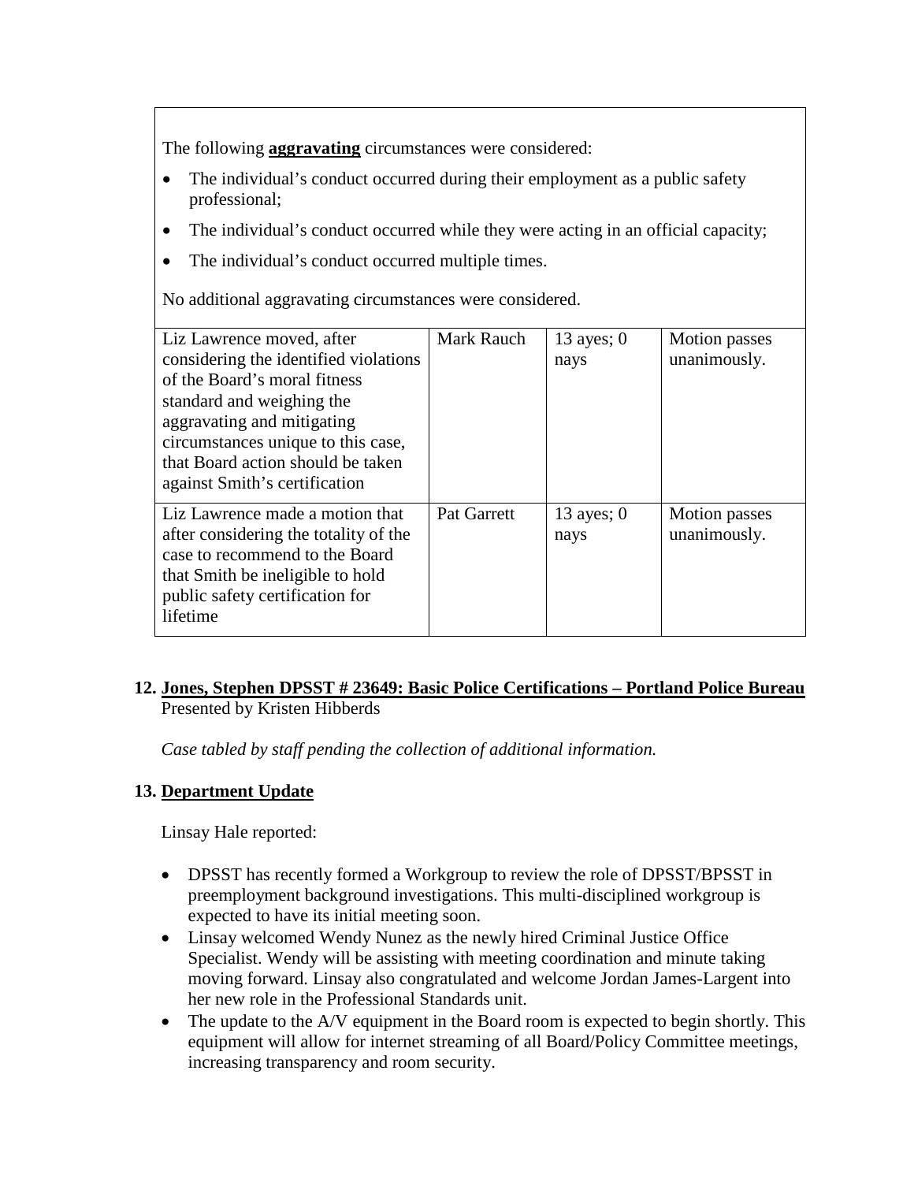The following **aggravating** circumstances were considered:

- The individual's conduct occurred during their employment as a public safety professional;
- The individual's conduct occurred while they were acting in an official capacity;
- The individual's conduct occurred multiple times.

No additional aggravating circumstances were considered.

| | | | |
|---|---|---|---|
| Liz Lawrence moved, after considering the identified violations of the Board's moral fitness standard and weighing the aggravating and mitigating circumstances unique to this case, that Board action should be taken against Smith's certification | Mark Rauch | 13 ayes; 0 nays | Motion passes unanimously. |
| Liz Lawrence made a motion that after considering the totality of the case to recommend to the Board that Smith be ineligible to hold public safety certification for lifetime | Pat Garrett | 13 ayes; 0 nays | Motion passes unanimously. |

## 12. Jones, Stephen DPSST # 23649: Basic Police Certifications – Portland Police Bureau

Presented by Kristen Hibberds

*Case tabled by staff pending the collection of additional information.*

## 13. Department Update

Linsay Hale reported:

- DPSST has recently formed a Workgroup to review the role of DPSST/BPSST in preemployment background investigations. This multi-disciplined workgroup is expected to have its initial meeting soon.
- Linsay welcomed Wendy Nunez as the newly hired Criminal Justice Office Specialist. Wendy will be assisting with meeting coordination and minute taking moving forward. Linsay also congratulated and welcome Jordan James-Largent into her new role in the Professional Standards unit.
- The update to the A/V equipment in the Board room is expected to begin shortly. This equipment will allow for internet streaming of all Board/Policy Committee meetings, increasing transparency and room security.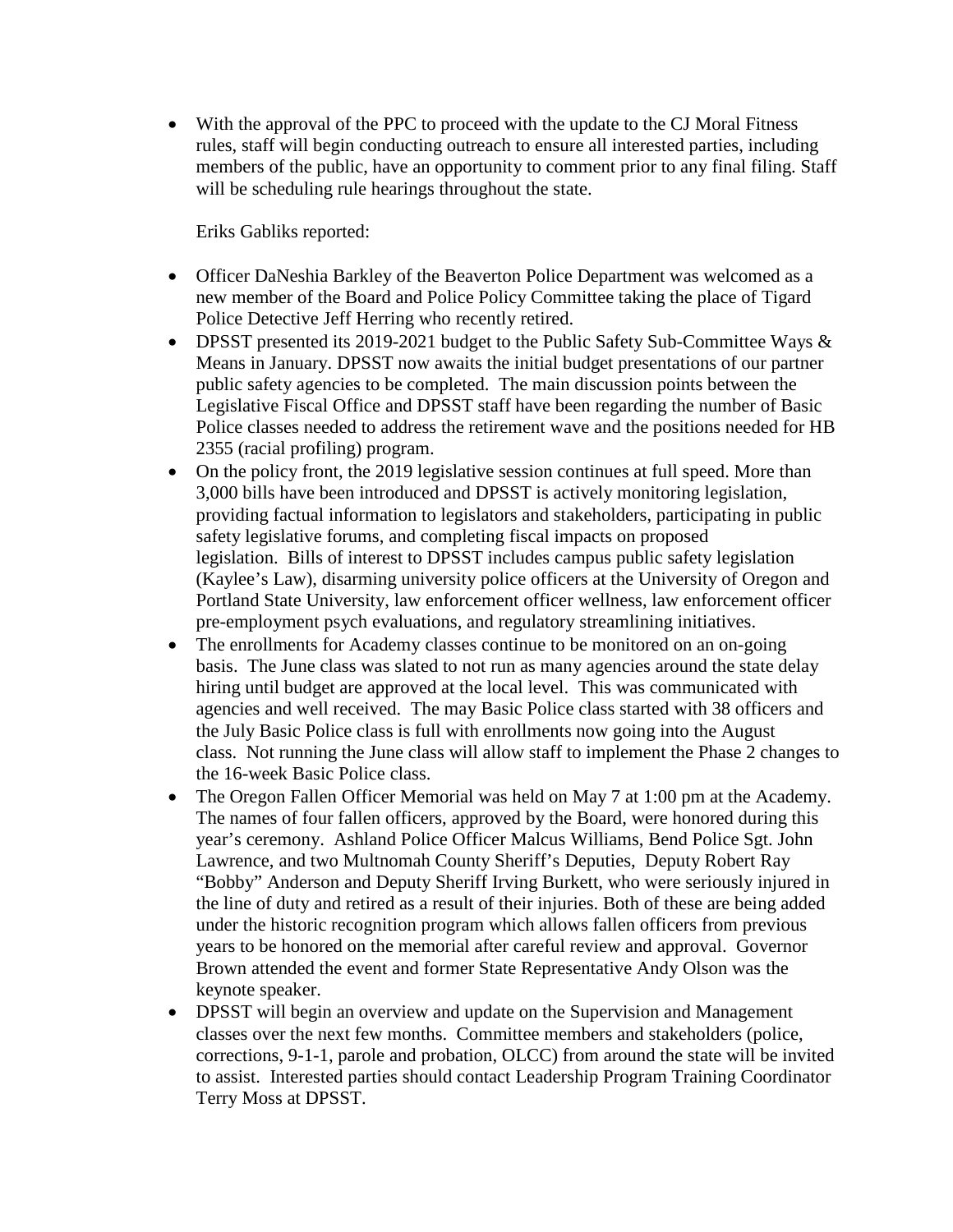- With the approval of the PPC to proceed with the update to the CJ Moral Fitness rules, staff will begin conducting outreach to ensure all interested parties, including members of the public, have an opportunity to comment prior to any final filing. Staff will be scheduling rule hearings throughout the state.

  Eriks Gabliks reported:

- Officer DaNeshia Barkley of the Beaverton Police Department was welcomed as a new member of the Board and Police Policy Committee taking the place of Tigard Police Detective Jeff Herring who recently retired.
- DPSST presented its 2019-2021 budget to the Public Safety Sub-Committee Ways & Means in January. DPSST now awaits the initial budget presentations of our partner public safety agencies to be completed. The main discussion points between the Legislative Fiscal Office and DPSST staff have been regarding the number of Basic Police classes needed to address the retirement wave and the positions needed for HB 2355 (racial profiling) program.
- On the policy front, the 2019 legislative session continues at full speed. More than 3,000 bills have been introduced and DPSST is actively monitoring legislation, providing factual information to legislators and stakeholders, participating in public safety legislative forums, and completing fiscal impacts on proposed legislation. Bills of interest to DPSST includes campus public safety legislation (Kaylee's Law), disarming university police officers at the University of Oregon and Portland State University, law enforcement officer wellness, law enforcement officer pre-employment psych evaluations, and regulatory streamlining initiatives.
- The enrollments for Academy classes continue to be monitored on an on-going basis. The June class was slated to not run as many agencies around the state delay hiring until budget are approved at the local level. This was communicated with agencies and well received. The may Basic Police class started with 38 officers and the July Basic Police class is full with enrollments now going into the August class. Not running the June class will allow staff to implement the Phase 2 changes to the 16-week Basic Police class.
- The Oregon Fallen Officer Memorial was held on May 7 at 1:00 pm at the Academy. The names of four fallen officers, approved by the Board, were honored during this year's ceremony. Ashland Police Officer Malcus Williams, Bend Police Sgt. John Lawrence, and two Multnomah County Sheriff's Deputies, Deputy Robert Ray "Bobby" Anderson and Deputy Sheriff Irving Burkett, who were seriously injured in the line of duty and retired as a result of their injuries. Both of these are being added under the historic recognition program which allows fallen officers from previous years to be honored on the memorial after careful review and approval. Governor Brown attended the event and former State Representative Andy Olson was the keynote speaker.
- DPSST will begin an overview and update on the Supervision and Management classes over the next few months. Committee members and stakeholders (police, corrections, 9-1-1, parole and probation, OLCC) from around the state will be invited to assist. Interested parties should contact Leadership Program Training Coordinator Terry Moss at DPSST.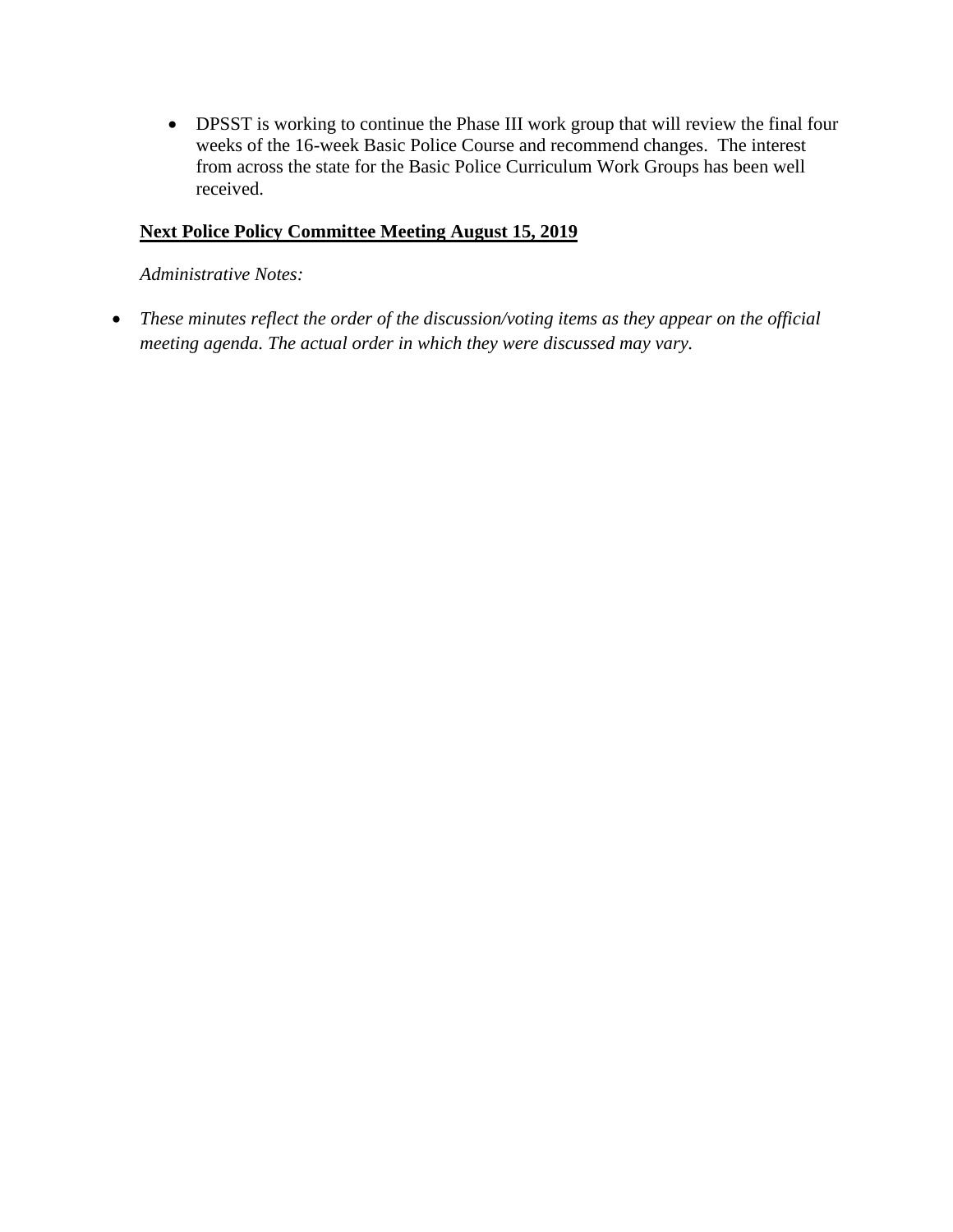- DPSST is working to continue the Phase III work group that will review the final four weeks of the 16-week Basic Police Course and recommend changes. The interest from across the state for the Basic Police Curriculum Work Groups has been well received.

**Next Police Policy Committee Meeting August 15, 2019**

*Administrative Notes:*

- *These minutes reflect the order of the discussion/voting items as they appear on the official meeting agenda. The actual order in which they were discussed may vary.*